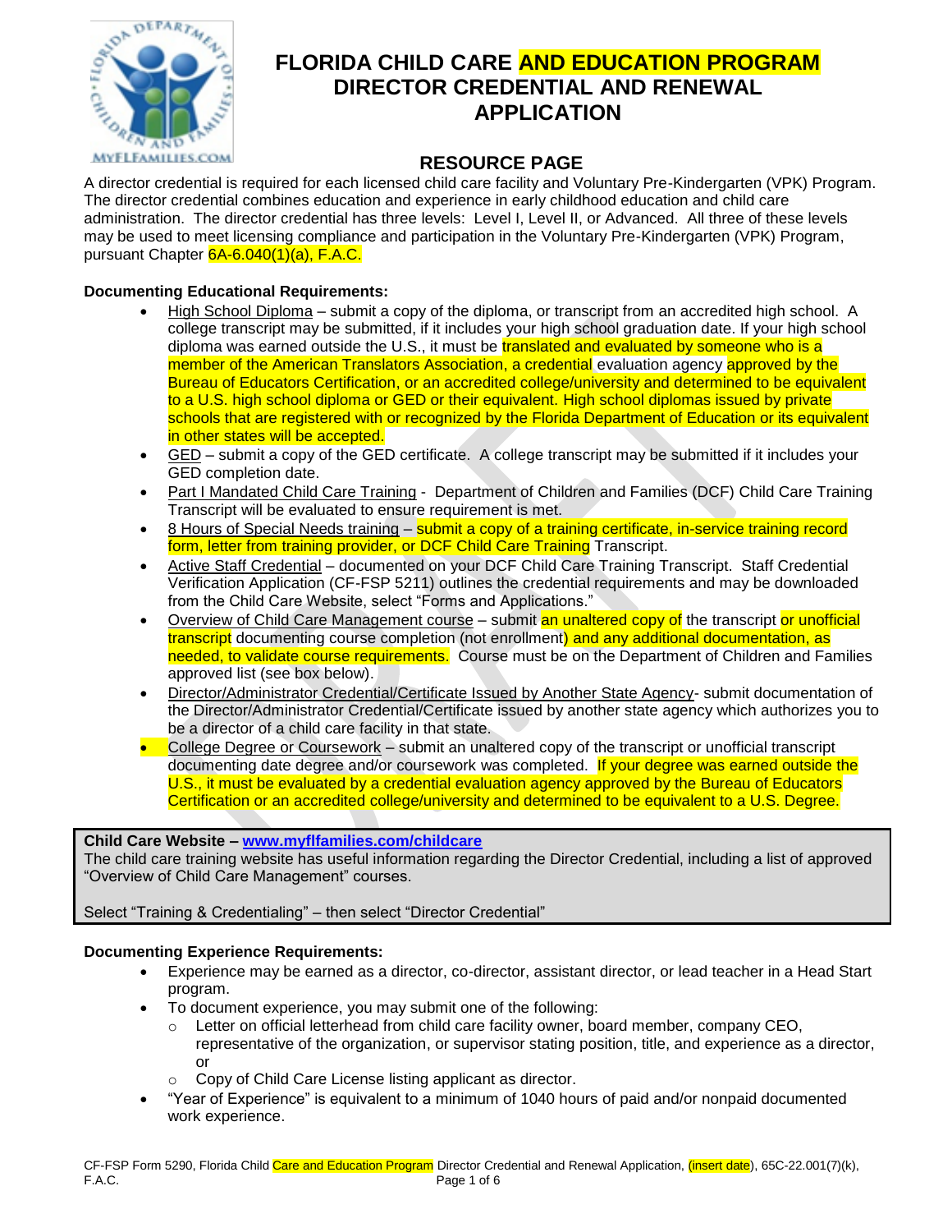# FLORIDA CHILD CARE AND EDUCATION PROGRAM DIRECTOR CREDENTIAL AND RENEWAL APPLICATION

## RESOURCE PAGE

A director credential is required for each licensed child care facility and Voluntary Pre-Kindergarten (VPK) Program. The director credential combines education and experience in early childhood education and child care administration. The director credential has three levels: Level I, Level II, or Advanced. All three of these levels may be used to meet licensing compliance and participation in the Voluntary Pre-Kindergarten (VPK) Program, pursuant Chapter 6A-6.040(1)(a), F.A.C.

**Documenting Educational Requirements:**

- High School Diploma – submit a copy of the diploma, or transcript from an accredited high school. A college transcript may be submitted, if it includes your high school graduation date. If your high school diploma was earned outside the U.S., it must be translated and evaluated by someone who is a member of the American Translators Association, a credential evaluation agency approved by the Bureau of Educators Certification, or an accredited college/university and determined to be equivalent to a U.S. high school diploma or GED or their equivalent. High school diplomas issued by private schools that are registered with or recognized by the Florida Department of Education or its equivalent in other states will be accepted.
- GED – submit a copy of the GED certificate. A college transcript may be submitted if it includes your GED completion date.
- Part I Mandated Child Care Training - Department of Children and Families (DCF) Child Care Training Transcript will be evaluated to ensure requirement is met.
- 8 Hours of Special Needs training – submit a copy of a training certificate, in-service training record form, letter from training provider, or DCF Child Care Training Transcript.
- Active Staff Credential – documented on your DCF Child Care Training Transcript. Staff Credential Verification Application (CF-FSP 5211) outlines the credential requirements and may be downloaded from the Child Care Website, select "Forms and Applications."
- Overview of Child Care Management course – submit an unaltered copy of the transcript or unofficial transcript documenting course completion (not enrollment) and any additional documentation, as needed, to validate course requirements. Course must be on the Department of Children and Families approved list (see box below).
- Director/Administrator Credential/Certificate Issued by Another State Agency- submit documentation of the Director/Administrator Credential/Certificate issued by another state agency which authorizes you to be a director of a child care facility in that state.
- College Degree or Coursework – submit an unaltered copy of the transcript or unofficial transcript documenting date degree and/or coursework was completed. If your degree was earned outside the U.S., it must be evaluated by a credential evaluation agency approved by the Bureau of Educators Certification or an accredited college/university and determined to be equivalent to a U.S. Degree.

**Child Care Website – www.myflfamilies.com/childcare**
The child care training website has useful information regarding the Director Credential, including a list of approved "Overview of Child Care Management" courses.

Select "Training & Credentialing" – then select "Director Credential"

**Documenting Experience Requirements:**

- Experience may be earned as a director, co-director, assistant director, or lead teacher in a Head Start program.
- To document experience, you may submit one of the following:
  - Letter on official letterhead from child care facility owner, board member, company CEO, representative of the organization, or supervisor stating position, title, and experience as a director, or
  - Copy of Child Care License listing applicant as director.
- "Year of Experience" is equivalent to a minimum of 1040 hours of paid and/or nonpaid documented work experience.

CF-FSP Form 5290, Florida Child Care and Education Program Director Credential and Renewal Application, (insert date), 65C-22.001(7)(k), F.A.C.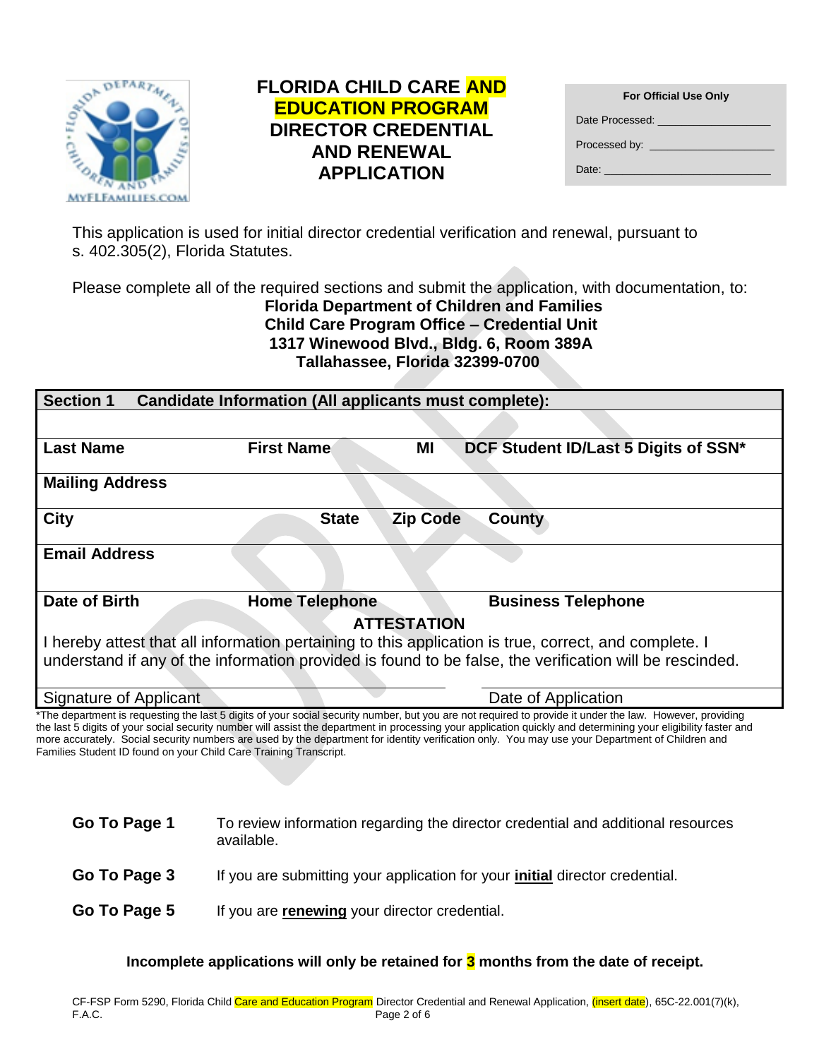# FLORIDA CHILD CARE AND EDUCATION PROGRAM DIRECTOR CREDENTIAL AND RENEWAL APPLICATION

| For Official Use Only |
|---|
| Date Processed: __________________ |
| Processed by: ___________________ |
| Date: _________________________ |

This application is used for initial director credential verification and renewal, pursuant to s. 402.305(2), Florida Statutes.

Please complete all of the required sections and submit the application, with documentation, to:

**Florida Department of Children and Families**
**Child Care Program Office – Credential Unit**
**1317 Winewood Blvd., Bldg. 6, Room 389A**
**Tallahassee, Florida 32399-0700**

| **Section 1 Candidate Information (All applicants must complete):** | | | |
|---|---|---|---|
| **Last Name** | **First Name** | **MI** | **DCF Student ID/Last 5 Digits of SSN*** |
| **Mailing Address** | | | |
| **City** | **State** | **Zip Code** | **County** |
| **Email Address** | | | |
| **Date of Birth** | **Home Telephone** | | **Business Telephone** |

**ATTESTATION**

I hereby attest that all information pertaining to this application is true, correct, and complete. I understand if any of the information provided is found to be false, the verification will be rescinded.

Signature of Applicant ____________________ Date of Application ____________________

*The department is requesting the last 5 digits of your social security number, but you are not required to provide it under the law. However, providing the last 5 digits of your social security number will assist the department in processing your application quickly and determining your eligibility faster and more accurately. Social security numbers are used by the department for identity verification only. You may use your Department of Children and Families Student ID found on your Child Care Training Transcript.

**Go To Page 1** To review information regarding the director credential and additional resources available.

**Go To Page 3** If you are submitting your application for your **initial** director credential.

**Go To Page 5** If you are **renewing** your director credential.

**Incomplete applications will only be retained for 3 months from the date of receipt.**

CF-FSP Form 5290, Florida Child Care and Education Program Director Credential and Renewal Application, (insert date), 65C-22.001(7)(k), F.A.C.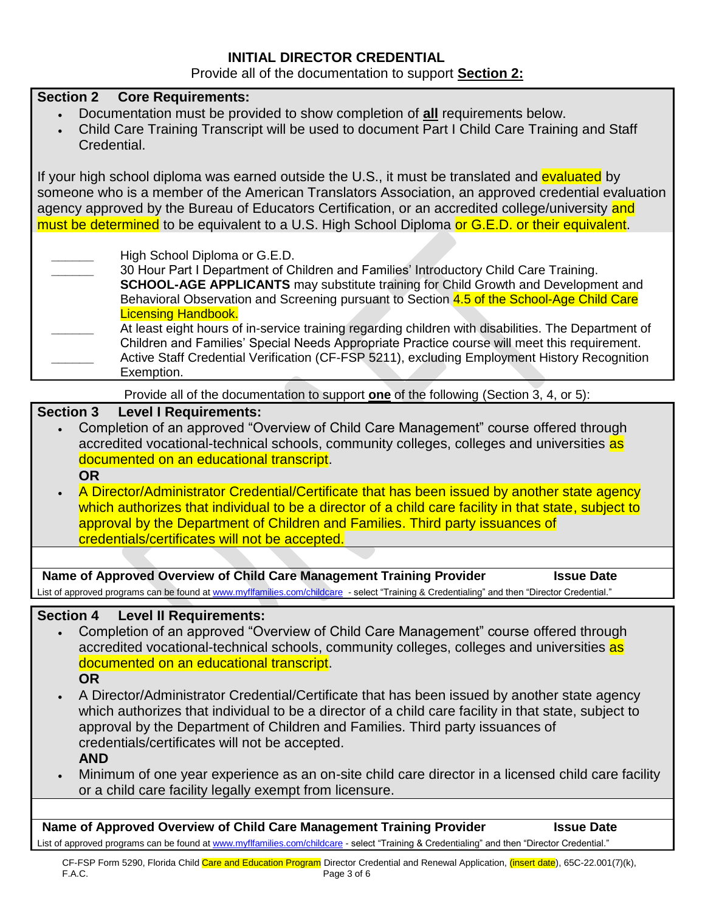## INITIAL DIRECTOR CREDENTIAL

Provide all of the documentation to support **Section 2:**

### Section 2 Core Requirements:

- Documentation must be provided to show completion of **all** requirements below.
- Child Care Training Transcript will be used to document Part I Child Care Training and Staff Credential.

If your high school diploma was earned outside the U.S., it must be translated and evaluated by someone who is a member of the American Translators Association, an approved credential evaluation agency approved by the Bureau of Educators Certification, or an accredited college/university and must be determined to be equivalent to a U.S. High School Diploma or G.E.D. or their equivalent.

______ High School Diploma or G.E.D.

______ 30 Hour Part I Department of Children and Families' Introductory Child Care Training. **SCHOOL-AGE APPLICANTS** may substitute training for Child Growth and Development and Behavioral Observation and Screening pursuant to Section 4.5 of the School-Age Child Care Licensing Handbook.

______ At least eight hours of in-service training regarding children with disabilities. The Department of Children and Families' Special Needs Appropriate Practice course will meet this requirement.

______ Active Staff Credential Verification (CF-FSP 5211), excluding Employment History Recognition Exemption.

Provide all of the documentation to support **one** of the following (Section 3, 4, or 5):

### Section 3 Level I Requirements:

- Completion of an approved "Overview of Child Care Management" course offered through accredited vocational-technical schools, community colleges, colleges and universities as documented on an educational transcript.

  **OR**

- A Director/Administrator Credential/Certificate that has been issued by another state agency which authorizes that individual to be a director of a child care facility in that state, subject to approval by the Department of Children and Families. Third party issuances of credentials/certificates will not be accepted.

| Name of Approved Overview of Child Care Management Training Provider | Issue Date |
|---|---|
| | |

List of approved programs can be found at www.myflfamilies.com/childcare - select "Training & Credentialing" and then "Director Credential."

### Section 4 Level II Requirements:

- Completion of an approved "Overview of Child Care Management" course offered through accredited vocational-technical schools, community colleges, colleges and universities as documented on an educational transcript.

  **OR**

- A Director/Administrator Credential/Certificate that has been issued by another state agency which authorizes that individual to be a director of a child care facility in that state, subject to approval by the Department of Children and Families. Third party issuances of credentials/certificates will not be accepted.

  **AND**

- Minimum of one year experience as an on-site child care director in a licensed child care facility or a child care facility legally exempt from licensure.

| Name of Approved Overview of Child Care Management Training Provider | Issue Date |
|---|---|
| | |

List of approved programs can be found at www.myflfamilies.com/childcare - select "Training & Credentialing" and then "Director Credential."

CF-FSP Form 5290, Florida Child Care and Education Program Director Credential and Renewal Application, (insert date), 65C-22.001(7)(k), F.A.C.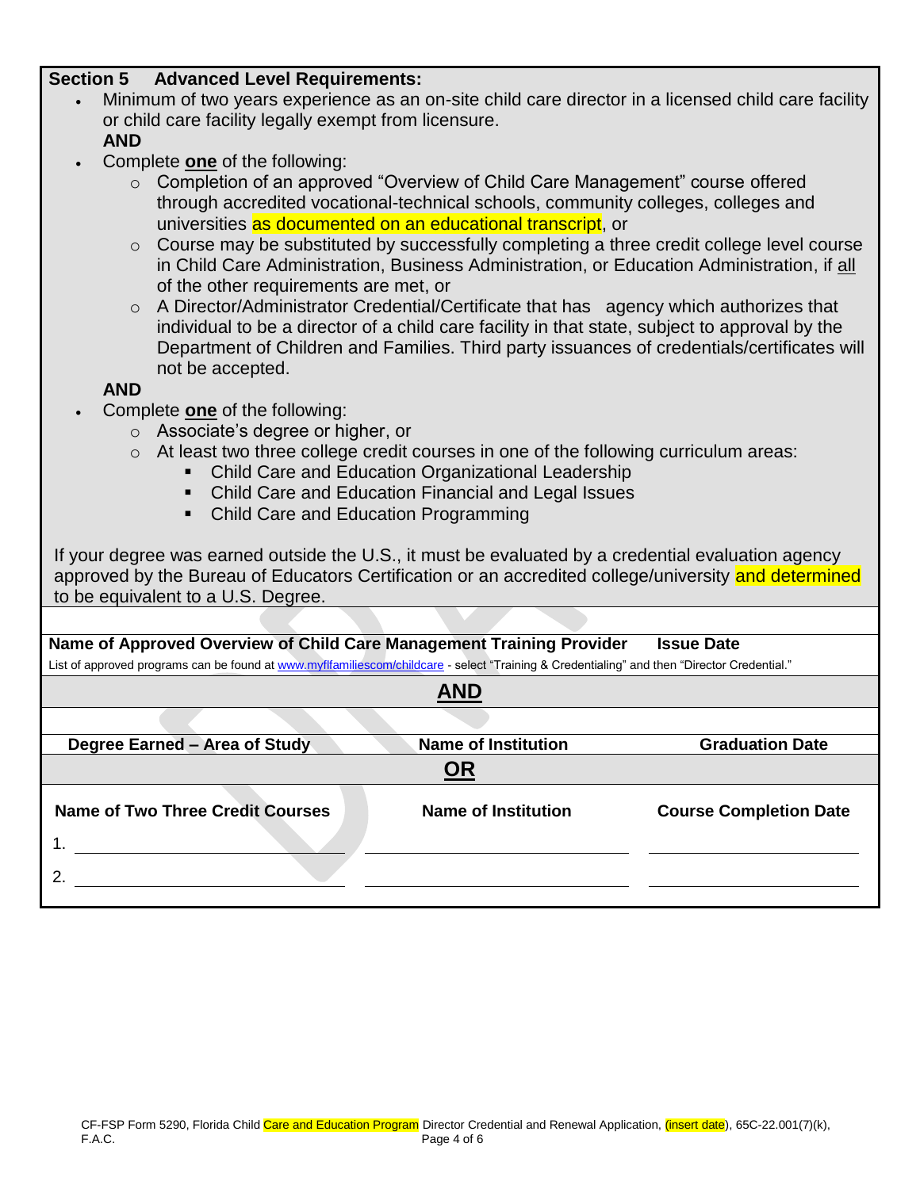## Section 5 Advanced Level Requirements:

- Minimum of two years experience as an on-site child care director in a licensed child care facility or child care facility legally exempt from licensure.

  **AND**

- Complete **one** of the following:
  - Completion of an approved "Overview of Child Care Management" course offered through accredited vocational-technical schools, community colleges, colleges and universities as documented on an educational transcript, or
  - Course may be substituted by successfully completing a three credit college level course in Child Care Administration, Business Administration, or Education Administration, if all of the other requirements are met, or
  - A Director/Administrator Credential/Certificate that has agency which authorizes that individual to be a director of a child care facility in that state, subject to approval by the Department of Children and Families. Third party issuances of credentials/certificates will not be accepted.

  **AND**

- Complete **one** of the following:
  - Associate's degree or higher, or
  - At least two three college credit courses in one of the following curriculum areas:
    - Child Care and Education Organizational Leadership
    - Child Care and Education Financial and Legal Issues
    - Child Care and Education Programming

If your degree was earned outside the U.S., it must be evaluated by a credential evaluation agency approved by the Bureau of Educators Certification or an accredited college/university and determined to be equivalent to a U.S. Degree.

| Name of Approved Overview of Child Care Management Training Provider | Issue Date |
|---|---|
| | |

List of approved programs can be found at www.myflfamiliescom/childcare - select "Training & Credentialing" and then "Director Credential."

**AND**

| Degree Earned – Area of Study | Name of Institution | Graduation Date |
|---|---|---|
| | | |

**OR**

| Name of Two Three Credit Courses | Name of Institution | Course Completion Date |
|---|---|---|
| 1. | | |
| 2. | | |

CF-FSP Form 5290, Florida Child Care and Education Program Director Credential and Renewal Application, (insert date), 65C-22.001(7)(k), F.A.C.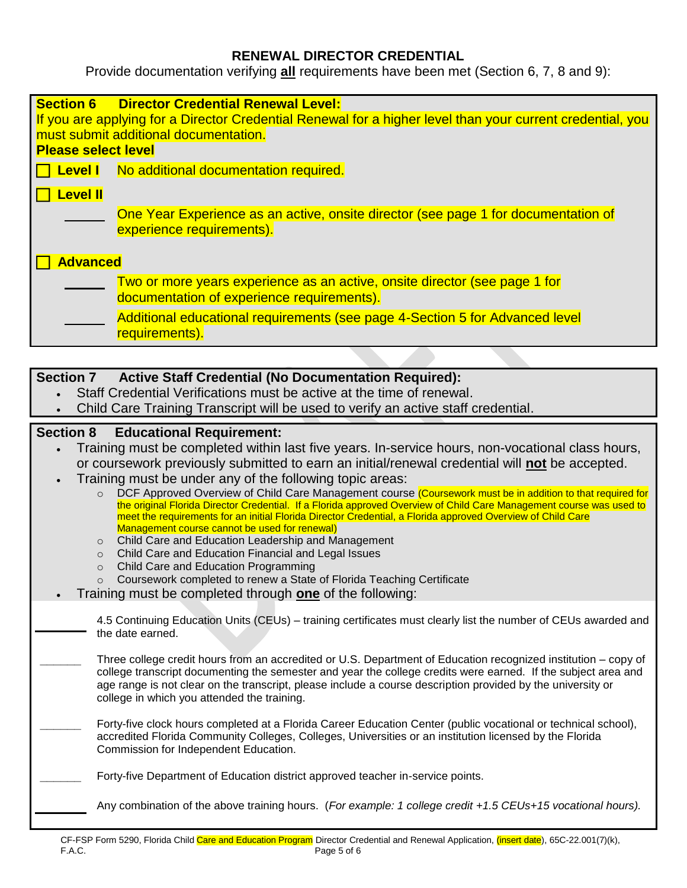# RENEWAL DIRECTOR CREDENTIAL

Provide documentation verifying **all** requirements have been met (Section 6, 7, 8 and 9):

## Section 6 Director Credential Renewal Level:

If you are applying for a Director Credential Renewal for a higher level than your current credential, you must submit additional documentation.

**Please select level**

☐ **Level I** No additional documentation required.

☐ **Level II**

______ One Year Experience as an active, onsite director (see page 1 for documentation of experience requirements).

☐ **Advanced**

______ Two or more years experience as an active, onsite director (see page 1 for documentation of experience requirements).

______ Additional educational requirements (see page 4-Section 5 for Advanced level requirements).

## Section 7 Active Staff Credential (No Documentation Required):

- Staff Credential Verifications must be active at the time of renewal.
- Child Care Training Transcript will be used to verify an active staff credential.

## Section 8 Educational Requirement:

- Training must be completed within last five years. In-service hours, non-vocational class hours, or coursework previously submitted to earn an initial/renewal credential will **not** be accepted.
- Training must be under any of the following topic areas:
  - DCF Approved Overview of Child Care Management course (Coursework must be in addition to that required for the original Florida Director Credential. If a Florida approved Overview of Child Care Management course was used to meet the requirements for an initial Florida Director Credential, a Florida approved Overview of Child Care Management course cannot be used for renewal)
  - Child Care and Education Leadership and Management
  - Child Care and Education Financial and Legal Issues
  - Child Care and Education Programming
  - Coursework completed to renew a State of Florida Teaching Certificate
- Training must be completed through **one** of the following:

______ 4.5 Continuing Education Units (CEUs) – training certificates must clearly list the number of CEUs awarded and the date earned.

______ Three college credit hours from an accredited or U.S. Department of Education recognized institution – copy of college transcript documenting the semester and year the college credits were earned. If the subject area and age range is not clear on the transcript, please include a course description provided by the university or college in which you attended the training.

______ Forty-five clock hours completed at a Florida Career Education Center (public vocational or technical school), accredited Florida Community Colleges, Colleges, Universities or an institution licensed by the Florida Commission for Independent Education.

______ Forty-five Department of Education district approved teacher in-service points.

______ Any combination of the above training hours. (*For example: 1 college credit +1.5 CEUs+15 vocational hours).*

CF-FSP Form 5290, Florida Child Care and Education Program Director Credential and Renewal Application, (insert date), 65C-22.001(7)(k), F.A.C.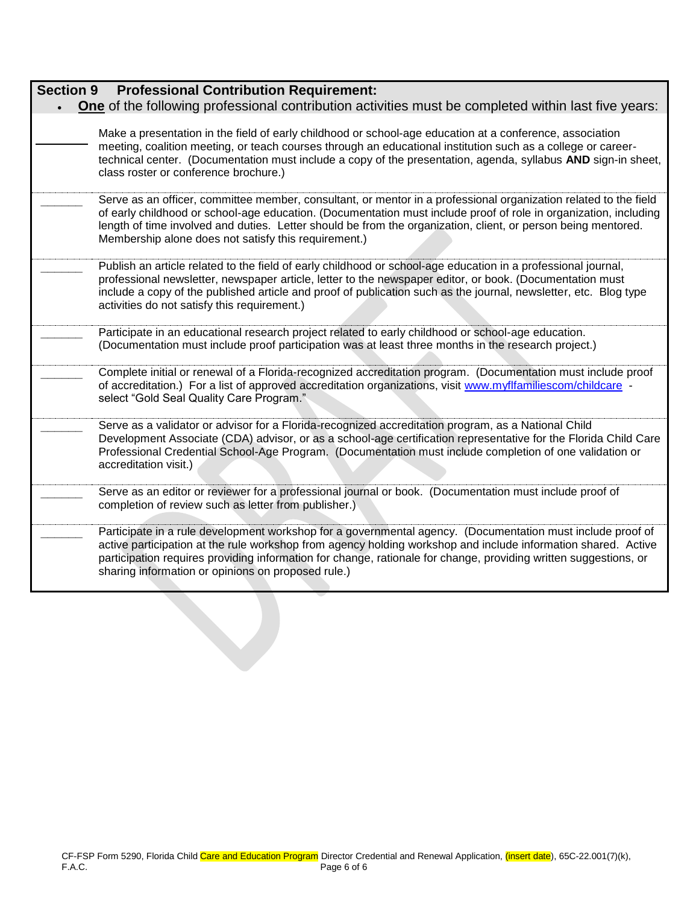## Section 9 Professional Contribution Requirement:

- **One** of the following professional contribution activities must be completed within last five years:

| | |
|---|---|
| ______ | Make a presentation in the field of early childhood or school-age education at a conference, association meeting, coalition meeting, or teach courses through an educational institution such as a college or career-technical center. (Documentation must include a copy of the presentation, agenda, syllabus **AND** sign-in sheet, class roster or conference brochure.) |
| ______ | Serve as an officer, committee member, consultant, or mentor in a professional organization related to the field of early childhood or school-age education. (Documentation must include proof of role in organization, including length of time involved and duties. Letter should be from the organization, client, or person being mentored. Membership alone does not satisfy this requirement.) |
| ______ | Publish an article related to the field of early childhood or school-age education in a professional journal, professional newsletter, newspaper article, letter to the newspaper editor, or book. (Documentation must include a copy of the published article and proof of publication such as the journal, newsletter, etc. Blog type activities do not satisfy this requirement.) |
| ______ | Participate in an educational research project related to early childhood or school-age education. (Documentation must include proof participation was at least three months in the research project.) |
| ______ | Complete initial or renewal of a Florida-recognized accreditation program. (Documentation must include proof of accreditation.) For a list of approved accreditation organizations, visit www.myflfamiliescom/childcare - select "Gold Seal Quality Care Program." |
| ______ | Serve as a validator or advisor for a Florida-recognized accreditation program, as a National Child Development Associate (CDA) advisor, or as a school-age certification representative for the Florida Child Care Professional Credential School-Age Program. (Documentation must include completion of one validation or accreditation visit.) |
| ______ | Serve as an editor or reviewer for a professional journal or book. (Documentation must include proof of completion of review such as letter from publisher.) |
| ______ | Participate in a rule development workshop for a governmental agency. (Documentation must include proof of active participation at the rule workshop from agency holding workshop and include information shared. Active participation requires providing information for change, rationale for change, providing written suggestions, or sharing information or opinions on proposed rule.) |

CF-FSP Form 5290, Florida Child Care and Education Program Director Credential and Renewal Application, (insert date), 65C-22.001(7)(k), F.A.C.